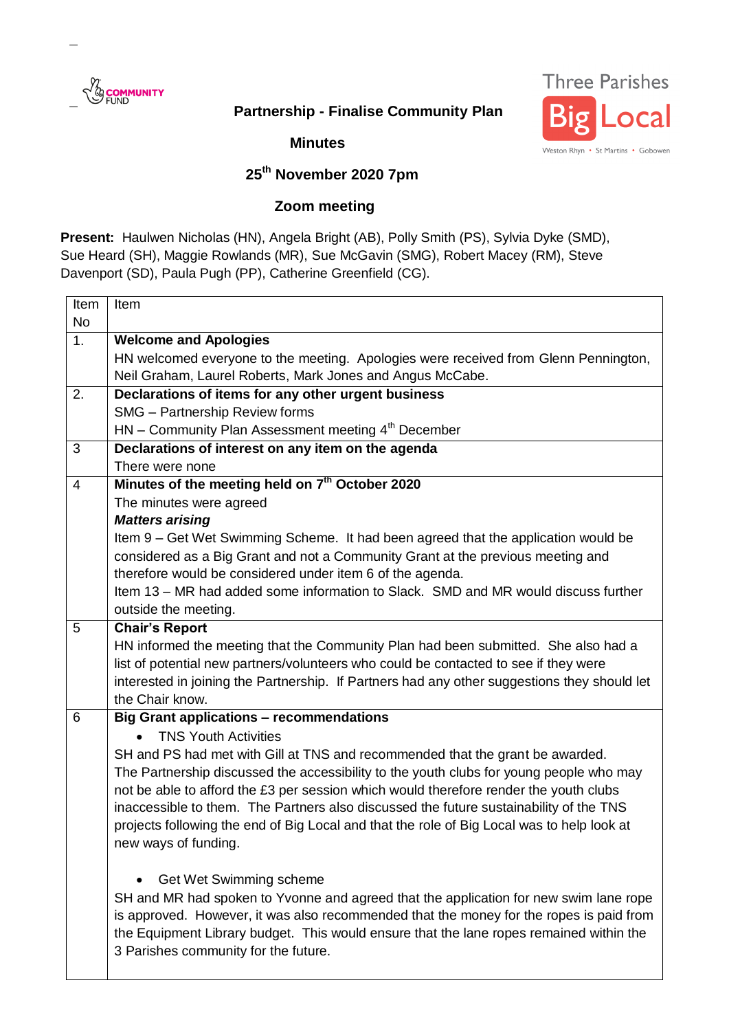**Partnership - Finalise Community Plan**

**Minutes**

**25th November 2020 7pm**

**Zoom meeting**

**Present:** Haulwen Nicholas (HN), Angela Bright (AB), Polly Smith (PS), Sylvia Dyke (SMD), Sue Heard (SH), Maggie Rowlands (MR), Sue McGavin (SMG), Robert Macey (RM), Steve Davenport (SD), Paula Pugh (PP), Catherine Greenfield (CG).

| Item No | Item |
|---|---|
| 1. | **Welcome and Apologies**<br>HN welcomed everyone to the meeting. Apologies were received from Glenn Pennington, Neil Graham, Laurel Roberts, Mark Jones and Angus McCabe. |
| 2. | **Declarations of items for any other urgent business**<br>SMG – Partnership Review forms<br>HN – Community Plan Assessment meeting 4th December |
| 3 | **Declarations of interest on any item on the agenda**<br>There were none |
| 4 | **Minutes of the meeting held on 7th October 2020**<br>The minutes were agreed<br>***Matters arising***<br>Item 9 – Get Wet Swimming Scheme. It had been agreed that the application would be considered as a Big Grant and not a Community Grant at the previous meeting and therefore would be considered under item 6 of the agenda.<br>Item 13 – MR had added some information to Slack. SMD and MR would discuss further outside the meeting. |
| 5 | **Chair's Report**<br>HN informed the meeting that the Community Plan had been submitted. She also had a list of potential new partners/volunteers who could be contacted to see if they were interested in joining the Partnership. If Partners had any other suggestions they should let the Chair know. |
| 6 | **Big Grant applications – recommendations**<br>• TNS Youth Activities<br>SH and PS had met with Gill at TNS and recommended that the grant be awarded. The Partnership discussed the accessibility to the youth clubs for young people who may not be able to afford the £3 per session which would therefore render the youth clubs inaccessible to them. The Partners also discussed the future sustainability of the TNS projects following the end of Big Local and that the role of Big Local was to help look at new ways of funding.<br><br>• Get Wet Swimming scheme<br>SH and MR had spoken to Yvonne and agreed that the application for new swim lane rope is approved. However, it was also recommended that the money for the ropes is paid from the Equipment Library budget. This would ensure that the lane ropes remained within the 3 Parishes community for the future. |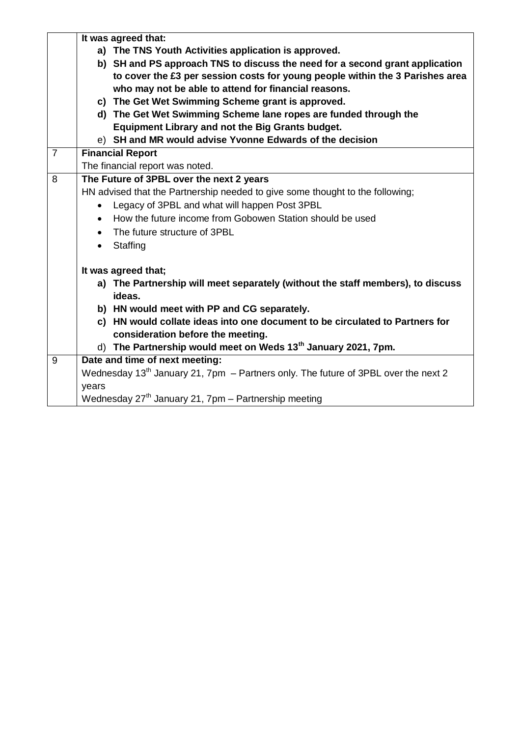| | |
|---|---|
| | **It was agreed that:**<br>**a) The TNS Youth Activities application is approved.**<br>**b) SH and PS approach TNS to discuss the need for a second grant application to cover the £3 per session costs for young people within the 3 Parishes area who may not be able to attend for financial reasons.**<br>**c) The Get Wet Swimming Scheme grant is approved.**<br>**d) The Get Wet Swimming Scheme lane ropes are funded through the Equipment Library and not the Big Grants budget.**<br>e) **SH and MR would advise Yvonne Edwards of the decision** |
| 7 | **Financial Report**<br>The financial report was noted. |
| 8 | **The Future of 3PBL over the next 2 years**<br>HN advised that the Partnership needed to give some thought to the following;<br>• Legacy of 3PBL and what will happen Post 3PBL<br>• How the future income from Gobowen Station should be used<br>• The future structure of 3PBL<br>• Staffing<br><br>**It was agreed that;**<br>**a) The Partnership will meet separately (without the staff members), to discuss ideas.**<br>**b) HN would meet with PP and CG separately.**<br>**c) HN would collate ideas into one document to be circulated to Partners for consideration before the meeting.**<br>d) **The Partnership would meet on Weds 13th January 2021, 7pm.** |
| 9 | **Date and time of next meeting:**<br>Wednesday 13th January 21, 7pm – Partners only. The future of 3PBL over the next 2 years<br>Wednesday 27th January 21, 7pm – Partnership meeting |